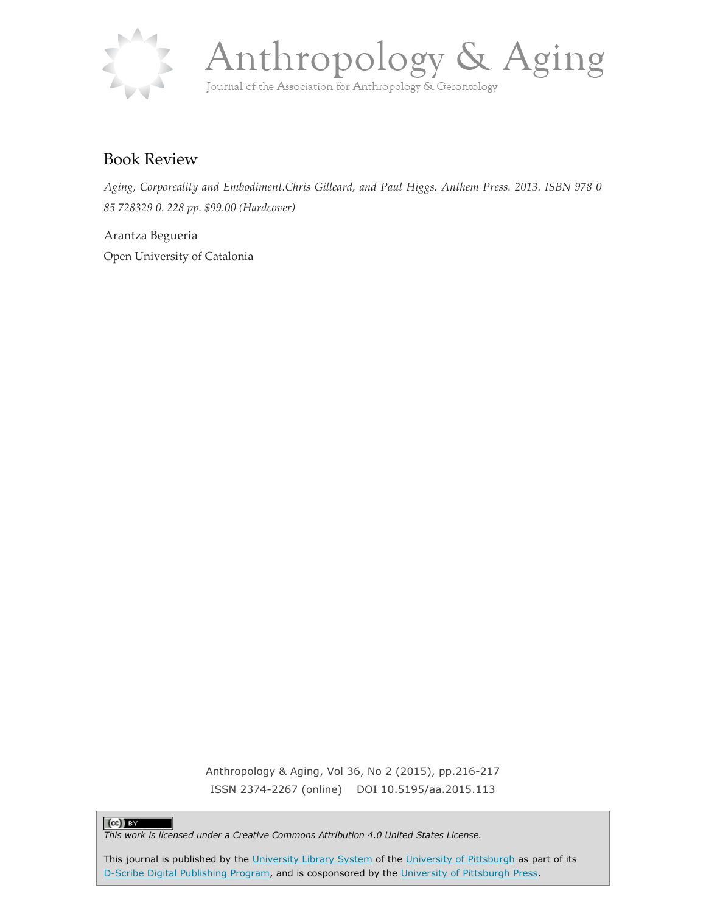# Anthropology & Aging

Journal of the Association for Anthropology & Gerontology

## Book Review

*Aging, Corporeality and Embodiment.Chris Gilleard, and Paul Higgs. Anthem Press. 2013. ISBN 978 0 85 728329 0. 228 pp. $99.00 (Hardcover)*

Arantza Begueria

Open University of Catalonia

Anthropology & Aging, Vol 36, No 2 (2015), pp.216-217
ISSN 2374-2267 (online) DOI 10.5195/aa.2015.113

*This work is licensed under a Creative Commons Attribution 4.0 United States License.*

This journal is published by the University Library System of the University of Pittsburgh as part of its D-Scribe Digital Publishing Program, and is cosponsored by the University of Pittsburgh Press.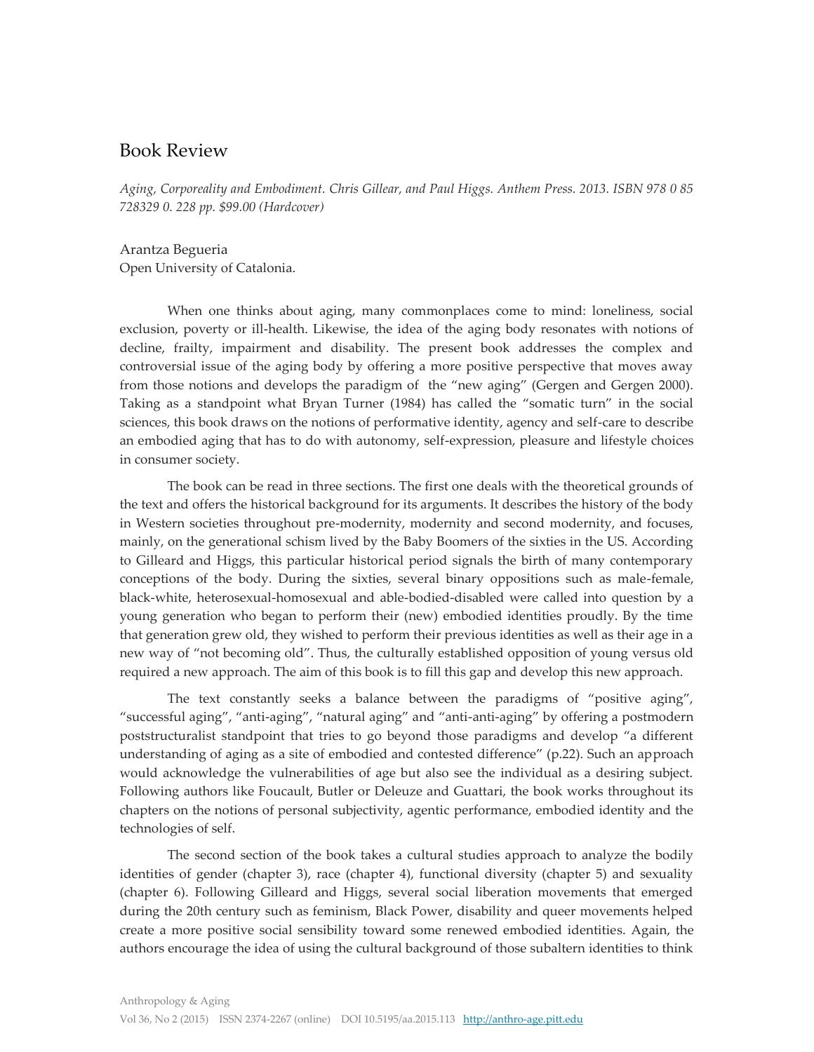## Book Review

*Aging, Corporeality and Embodiment. Chris Gillear, and Paul Higgs. Anthem Press. 2013. ISBN 978 0 85 728329 0. 228 pp. $99.00 (Hardcover)*

Arantza Begueria
Open University of Catalonia.

When one thinks about aging, many commonplaces come to mind: loneliness, social exclusion, poverty or ill-health. Likewise, the idea of the aging body resonates with notions of decline, frailty, impairment and disability. The present book addresses the complex and controversial issue of the aging body by offering a more positive perspective that moves away from those notions and develops the paradigm of the "new aging" (Gergen and Gergen 2000). Taking as a standpoint what Bryan Turner (1984) has called the "somatic turn" in the social sciences, this book draws on the notions of performative identity, agency and self-care to describe an embodied aging that has to do with autonomy, self-expression, pleasure and lifestyle choices in consumer society.

The book can be read in three sections. The first one deals with the theoretical grounds of the text and offers the historical background for its arguments. It describes the history of the body in Western societies throughout pre-modernity, modernity and second modernity, and focuses, mainly, on the generational schism lived by the Baby Boomers of the sixties in the US. According to Gilleard and Higgs, this particular historical period signals the birth of many contemporary conceptions of the body. During the sixties, several binary oppositions such as male-female, black-white, heterosexual-homosexual and able-bodied-disabled were called into question by a young generation who began to perform their (new) embodied identities proudly. By the time that generation grew old, they wished to perform their previous identities as well as their age in a new way of "not becoming old". Thus, the culturally established opposition of young versus old required a new approach. The aim of this book is to fill this gap and develop this new approach.

The text constantly seeks a balance between the paradigms of "positive aging", "successful aging", "anti-aging", "natural aging" and "anti-anti-aging" by offering a postmodern poststructuralist standpoint that tries to go beyond those paradigms and develop "a different understanding of aging as a site of embodied and contested difference" (p.22). Such an approach would acknowledge the vulnerabilities of age but also see the individual as a desiring subject. Following authors like Foucault, Butler or Deleuze and Guattari, the book works throughout its chapters on the notions of personal subjectivity, agentic performance, embodied identity and the technologies of self.

The second section of the book takes a cultural studies approach to analyze the bodily identities of gender (chapter 3), race (chapter 4), functional diversity (chapter 5) and sexuality (chapter 6). Following Gilleard and Higgs, several social liberation movements that emerged during the 20th century such as feminism, Black Power, disability and queer movements helped create a more positive social sensibility toward some renewed embodied identities. Again, the authors encourage the idea of using the cultural background of those subaltern identities to think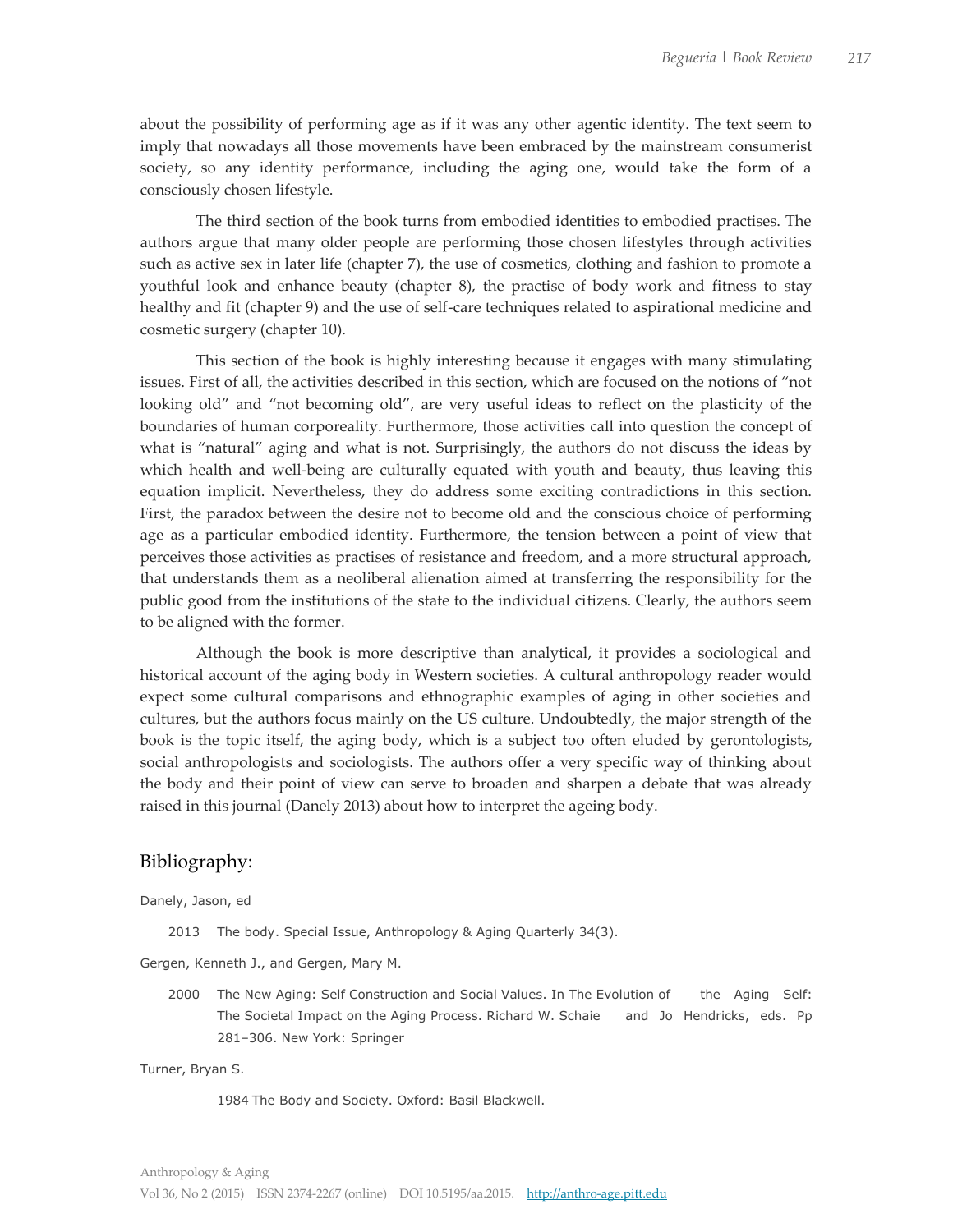about the possibility of performing age as if it was any other agentic identity. The text seem to imply that nowadays all those movements have been embraced by the mainstream consumerist society, so any identity performance, including the aging one, would take the form of a consciously chosen lifestyle.

The third section of the book turns from embodied identities to embodied practises. The authors argue that many older people are performing those chosen lifestyles through activities such as active sex in later life (chapter 7), the use of cosmetics, clothing and fashion to promote a youthful look and enhance beauty (chapter 8), the practise of body work and fitness to stay healthy and fit (chapter 9) and the use of self-care techniques related to aspirational medicine and cosmetic surgery (chapter 10).

This section of the book is highly interesting because it engages with many stimulating issues. First of all, the activities described in this section, which are focused on the notions of "not looking old" and "not becoming old", are very useful ideas to reflect on the plasticity of the boundaries of human corporeality. Furthermore, those activities call into question the concept of what is "natural" aging and what is not. Surprisingly, the authors do not discuss the ideas by which health and well-being are culturally equated with youth and beauty, thus leaving this equation implicit. Nevertheless, they do address some exciting contradictions in this section. First, the paradox between the desire not to become old and the conscious choice of performing age as a particular embodied identity. Furthermore, the tension between a point of view that perceives those activities as practises of resistance and freedom, and a more structural approach, that understands them as a neoliberal alienation aimed at transferring the responsibility for the public good from the institutions of the state to the individual citizens. Clearly, the authors seem to be aligned with the former.

Although the book is more descriptive than analytical, it provides a sociological and historical account of the aging body in Western societies. A cultural anthropology reader would expect some cultural comparisons and ethnographic examples of aging in other societies and cultures, but the authors focus mainly on the US culture. Undoubtedly, the major strength of the book is the topic itself, the aging body, which is a subject too often eluded by gerontologists, social anthropologists and sociologists. The authors offer a very specific way of thinking about the body and their point of view can serve to broaden and sharpen a debate that was already raised in this journal (Danely 2013) about how to interpret the ageing body.

## Bibliography:

Danely, Jason, ed

2013 The body. Special Issue, Anthropology & Aging Quarterly 34(3).

Gergen, Kenneth J., and Gergen, Mary M.

2000 The New Aging: Self Construction and Social Values. In The Evolution of the Aging Self: The Societal Impact on the Aging Process. Richard W. Schaie and Jo Hendricks, eds. Pp 281–306. New York: Springer

Turner, Bryan S.

1984 The Body and Society. Oxford: Basil Blackwell.